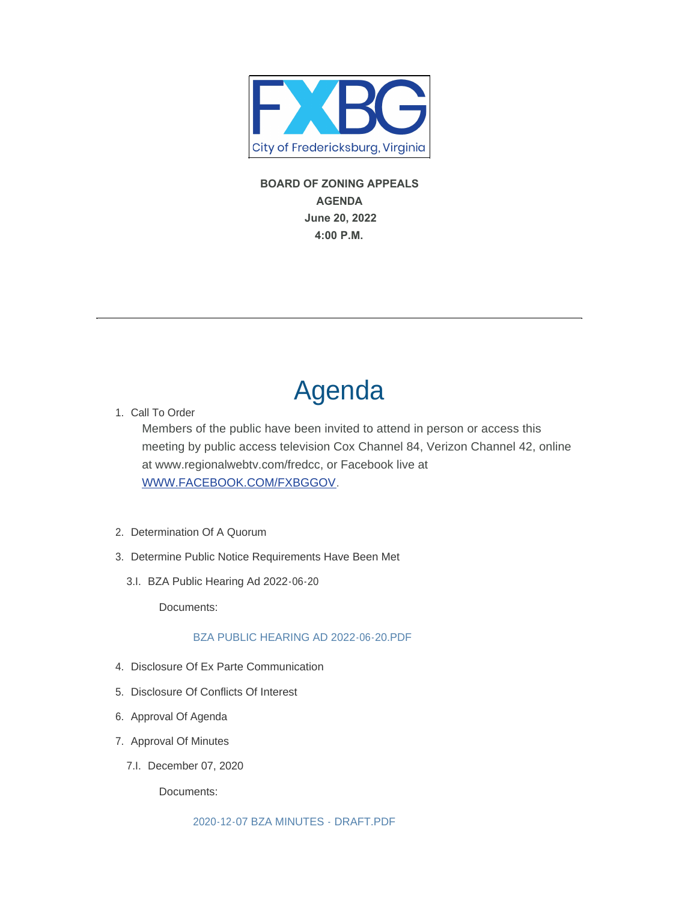FXBG
City of Fredericksburg, Virginia

**BOARD OF ZONING APPEALS**
**AGENDA**
**June 20, 2022**
**4:00 P.M.**

---

# Agenda

1. Call To Order

   Members of the public have been invited to attend in person or access this meeting by public access television Cox Channel 84, Verizon Channel 42, online at www.regionalwebtv.com/fredcc, or Facebook live at [WWW.FACEBOOK.COM/FXBGGOV](http://WWW.FACEBOOK.COM/FXBGGOV).

2. Determination Of A Quorum

3. Determine Public Notice Requirements Have Been Met

   3.I. BZA Public Hearing Ad 2022-06-20

   Documents:

   BZA PUBLIC HEARING AD 2022-06-20.PDF

4. Disclosure Of Ex Parte Communication

5. Disclosure Of Conflicts Of Interest

6. Approval Of Agenda

7. Approval Of Minutes

   7.I. December 07, 2020

   Documents:

   2020-12-07 BZA MINUTES - DRAFT.PDF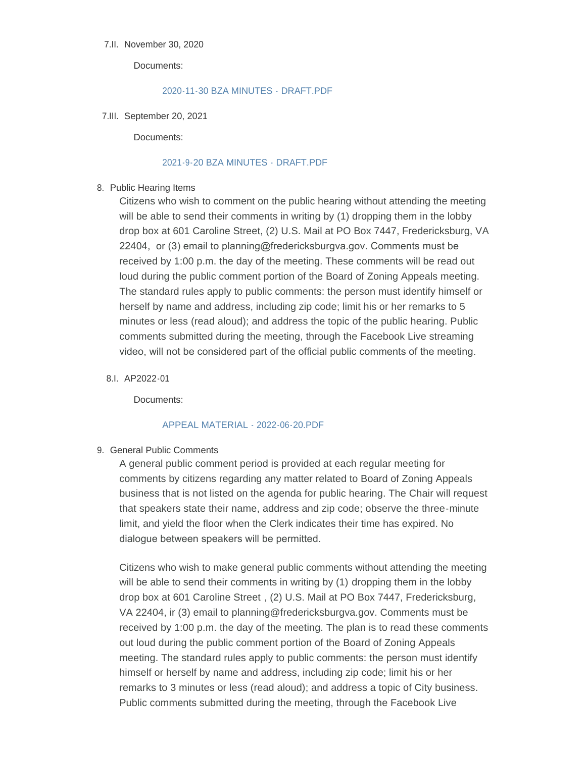7.II. November 30, 2020

Documents:

2020-11-30 BZA MINUTES - DRAFT.PDF

7.III. September 20, 2021

Documents:

2021-9-20 BZA MINUTES - DRAFT.PDF

8. Public Hearing Items

Citizens who wish to comment on the public hearing without attending the meeting will be able to send their comments in writing by (1) dropping them in the lobby drop box at 601 Caroline Street, (2) U.S. Mail at PO Box 7447, Fredericksburg, VA 22404, or (3) email to planning@fredericksburgva.gov. Comments must be received by 1:00 p.m. the day of the meeting. These comments will be read out loud during the public comment portion of the Board of Zoning Appeals meeting. The standard rules apply to public comments: the person must identify himself or herself by name and address, including zip code; limit his or her remarks to 5 minutes or less (read aloud); and address the topic of the public hearing. Public comments submitted during the meeting, through the Facebook Live streaming video, will not be considered part of the official public comments of the meeting.

8.I. AP2022-01

Documents:

APPEAL MATERIAL - 2022-06-20.PDF

9. General Public Comments

A general public comment period is provided at each regular meeting for comments by citizens regarding any matter related to Board of Zoning Appeals business that is not listed on the agenda for public hearing. The Chair will request that speakers state their name, address and zip code; observe the three-minute limit, and yield the floor when the Clerk indicates their time has expired. No dialogue between speakers will be permitted.

Citizens who wish to make general public comments without attending the meeting will be able to send their comments in writing by (1) dropping them in the lobby drop box at 601 Caroline Street , (2) U.S. Mail at PO Box 7447, Fredericksburg, VA 22404, ir (3) email to planning@fredericksburgva.gov. Comments must be received by 1:00 p.m. the day of the meeting. The plan is to read these comments out loud during the public comment portion of the Board of Zoning Appeals meeting. The standard rules apply to public comments: the person must identify himself or herself by name and address, including zip code; limit his or her remarks to 3 minutes or less (read aloud); and address a topic of City business. Public comments submitted during the meeting, through the Facebook Live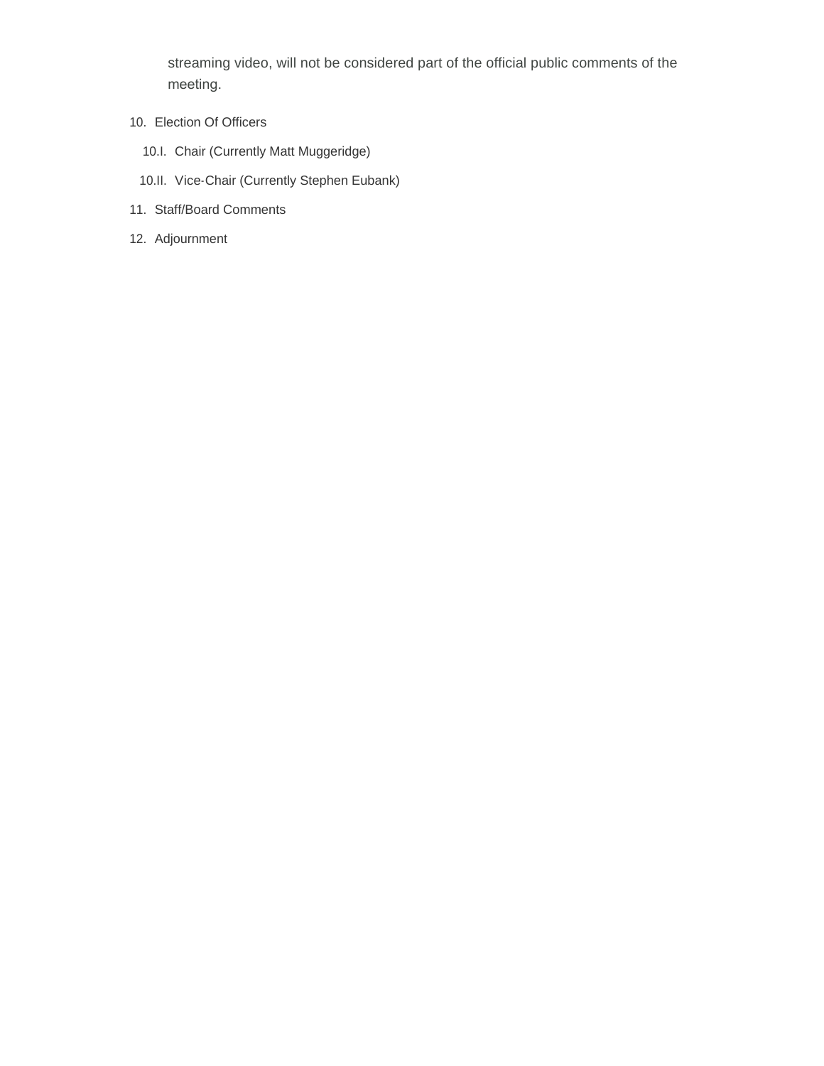streaming video, will not be considered part of the official public comments of the meeting.

10. Election Of Officers

    10.I. Chair (Currently Matt Muggeridge)

    10.II. Vice-Chair (Currently Stephen Eubank)

11. Staff/Board Comments

12. Adjournment